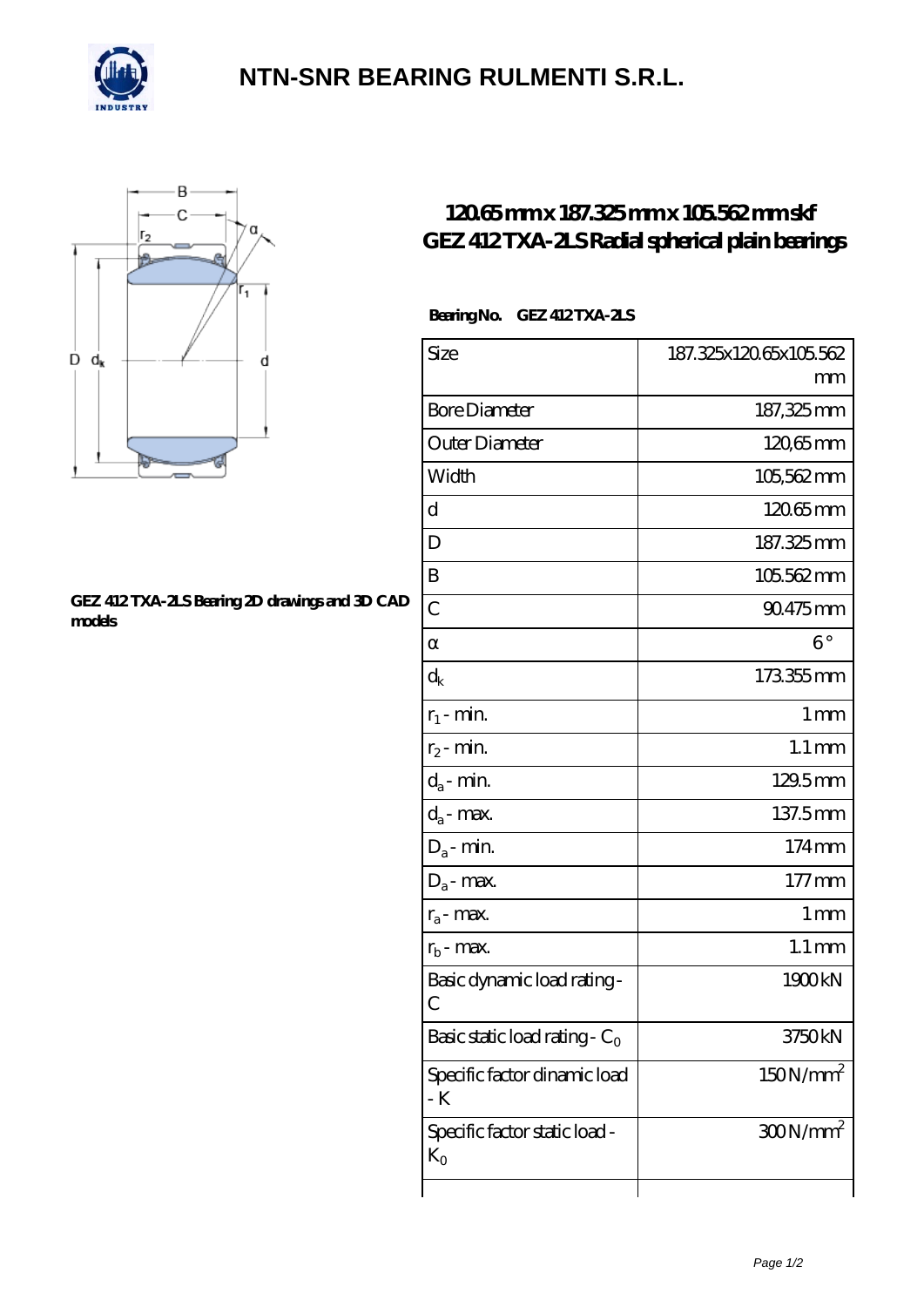# NTN-SNR BEARING RULMENTI S.R.L.

## 120.65 mm x 187.325 mm x 105.562 mm skf GEZ 412 TXA-2LS Radial spherical plain bearings

**GEZ 412 TXA-2LS Bearing 2D drawings and 3D CAD models**

**Bearing No.** GEZ 412 TXA-2LS

| | |
|---|---|
| Size | 187.325x120.65x105.562 mm |
| Bore Diameter | 187,325 mm |
| Outer Diameter | 120,65 mm |
| Width | 105,562 mm |
| d | 120.65 mm |
| D | 187.325 mm |
| B | 105.562 mm |
| C | 90.475 mm |
| α | 6 ° |
| $d_k$ | 173.355 mm |
| $r_1$ - min. | 1 mm |
| $r_2$ - min. | 1.1 mm |
| $d_a$ - min. | 129.5 mm |
| $d_a$ - max. | 137.5 mm |
| $D_a$ - min. | 174 mm |
| $D_a$ - max. | 177 mm |
| $r_a$ - max. | 1 mm |
| $r_b$ - max. | 1.1 mm |
| Basic dynamic load rating - C | 1900 kN |
| Basic static load rating - $C_0$ | 3750 kN |
| Specific factor dinamic load - K | 150 N/mm$^2$ |
| Specific factor static load - $K_0$ | 300 N/mm$^2$ |
| | |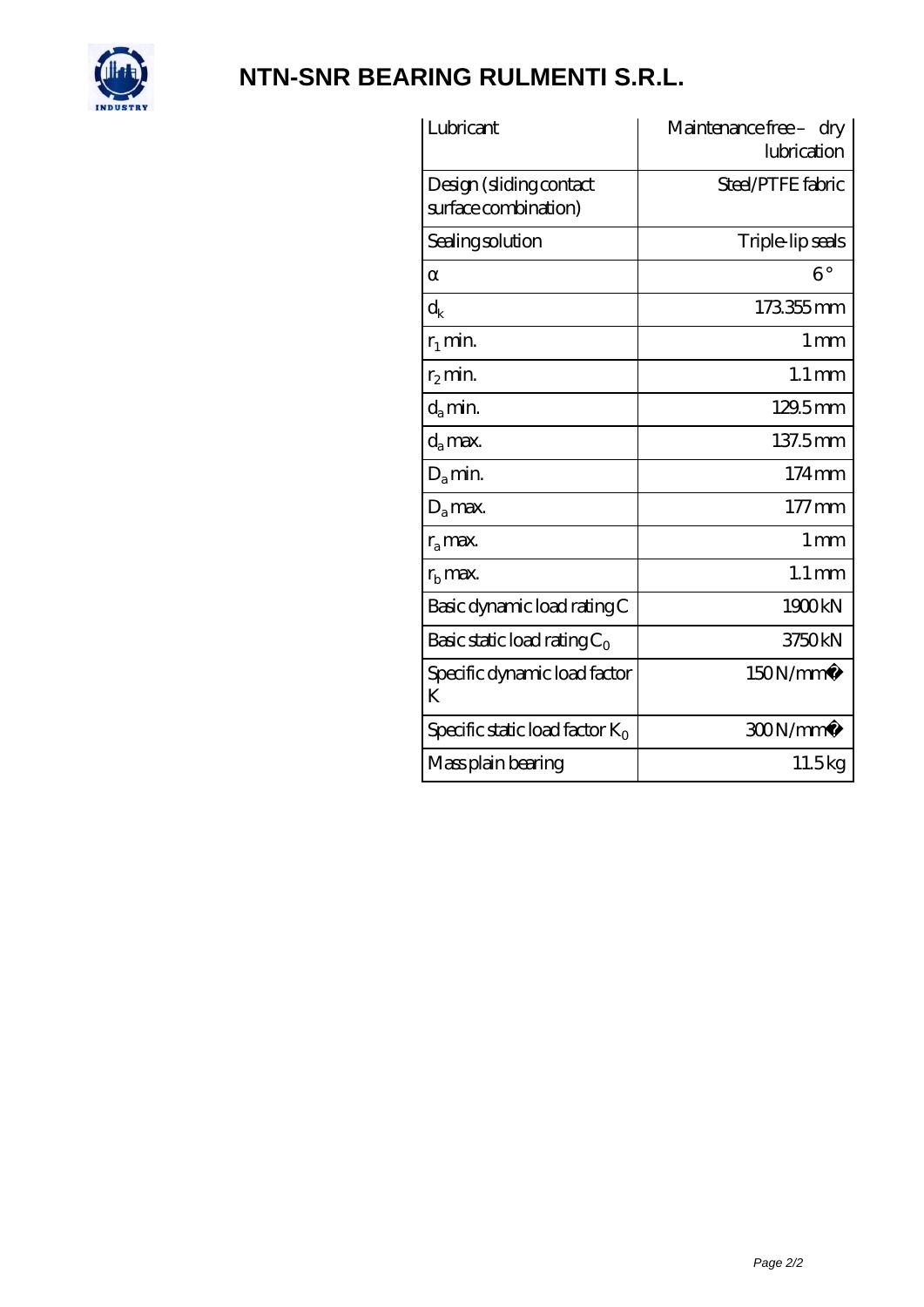# NTN-SNR BEARING RULMENTI S.R.L.

| | |
|---|---|
| Lubricant | Maintenance free – dry lubrication |
| Design (sliding contact surface combination) | Steel/PTFE fabric |
| Sealing solution | Triple-lip seals |
| α | 6 ° |
| $d_k$ | 173.355 mm |
| $r_1$ min. | 1 mm |
| $r_2$ min. | 1.1 mm |
| $d_a$ min. | 129.5 mm |
| $d_a$ max. | 137.5 mm |
| $D_a$ min. | 174 mm |
| $D_a$ max. | 177 mm |
| $r_a$ max. | 1 mm |
| $r_b$ max. | 1.1 mm |
| Basic dynamic load rating C | 1900 kN |
| Basic static load rating $C_0$ | 3750 kN |
| Specific dynamic load factor K | 150 N/mm� |
| Specific static load factor $K_0$ | 300 N/mm� |
| Mass plain bearing | 11.5 kg |